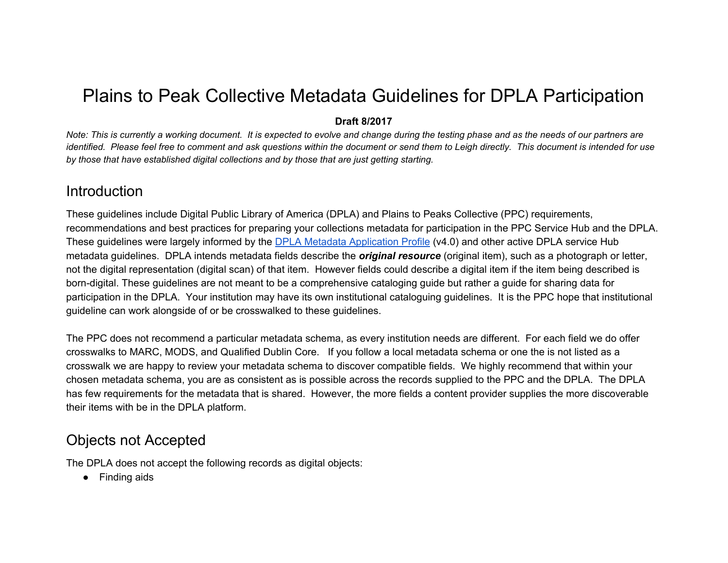# Plains to Peak Collective Metadata Guidelines for DPLA Participation

**Draft 8/2017**

*Note: This is currently a working document. It is expected to evolve and change during the testing phase and as the needs of our partners are identified. Please feel free to comment and ask questions within the document or send them to Leigh directly. This document is intended for use by those that have established digital collections and by those that are just getting starting.*

## Introduction

These guidelines include Digital Public Library of America (DPLA) and Plains to Peaks Collective (PPC) requirements, recommendations and best practices for preparing your collections metadata for participation in the PPC Service Hub and the DPLA. These guidelines were largely informed by the DPLA Metadata Application Profile (v4.0) and other active DPLA service Hub metadata guidelines. DPLA intends metadata fields describe the ***original resource*** (original item), such as a photograph or letter, not the digital representation (digital scan) of that item. However fields could describe a digital item if the item being described is born-digital. These guidelines are not meant to be a comprehensive cataloging guide but rather a guide for sharing data for participation in the DPLA. Your institution may have its own institutional cataloguing guidelines. It is the PPC hope that institutional guideline can work alongside of or be crosswalked to these guidelines.

The PPC does not recommend a particular metadata schema, as every institution needs are different. For each field we do offer crosswalks to MARC, MODS, and Qualified Dublin Core. If you follow a local metadata schema or one the is not listed as a crosswalk we are happy to review your metadata schema to discover compatible fields. We highly recommend that within your chosen metadata schema, you are as consistent as is possible across the records supplied to the PPC and the DPLA. The DPLA has few requirements for the metadata that is shared. However, the more fields a content provider supplies the more discoverable their items with be in the DPLA platform.

## Objects not Accepted

The DPLA does not accept the following records as digital objects:

- Finding aids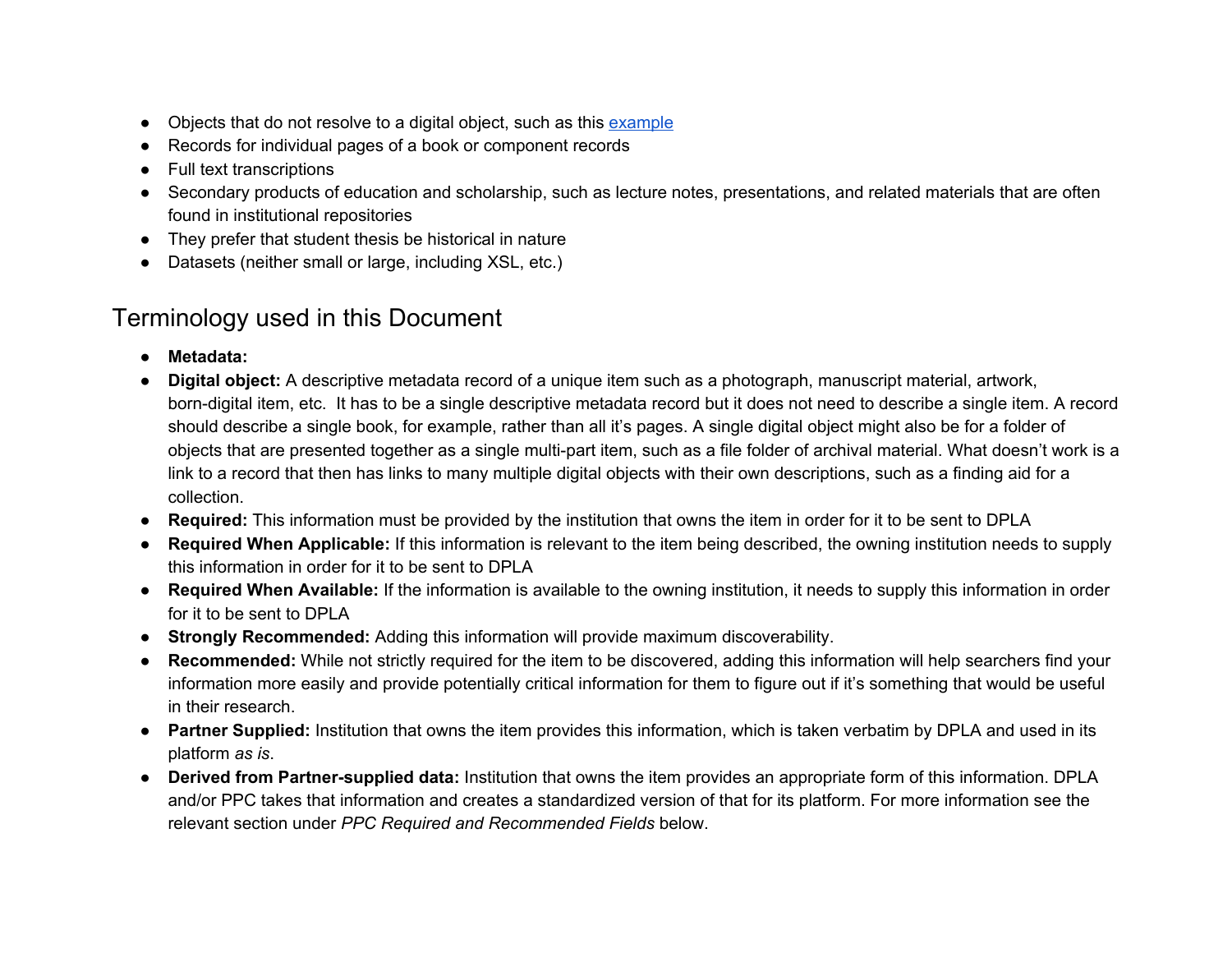- Objects that do not resolve to a digital object, such as this [example]
- Records for individual pages of a book or component records
- Full text transcriptions
- Secondary products of education and scholarship, such as lecture notes, presentations, and related materials that are often found in institutional repositories
- They prefer that student thesis be historical in nature
- Datasets (neither small or large, including XSL, etc.)

## Terminology used in this Document

- **Metadata:**
- **Digital object:** A descriptive metadata record of a unique item such as a photograph, manuscript material, artwork, born-digital item, etc. It has to be a single descriptive metadata record but it does not need to describe a single item. A record should describe a single book, for example, rather than all it's pages. A single digital object might also be for a folder of objects that are presented together as a single multi-part item, such as a file folder of archival material. What doesn't work is a link to a record that then has links to many multiple digital objects with their own descriptions, such as a finding aid for a collection.
- **Required:** This information must be provided by the institution that owns the item in order for it to be sent to DPLA
- **Required When Applicable:** If this information is relevant to the item being described, the owning institution needs to supply this information in order for it to be sent to DPLA
- **Required When Available:** If the information is available to the owning institution, it needs to supply this information in order for it to be sent to DPLA
- **Strongly Recommended:** Adding this information will provide maximum discoverability.
- **Recommended:** While not strictly required for the item to be discovered, adding this information will help searchers find your information more easily and provide potentially critical information for them to figure out if it's something that would be useful in their research.
- **Partner Supplied:** Institution that owns the item provides this information, which is taken verbatim by DPLA and used in its platform *as is*.
- **Derived from Partner-supplied data:** Institution that owns the item provides an appropriate form of this information. DPLA and/or PPC takes that information and creates a standardized version of that for its platform. For more information see the relevant section under *PPC Required and Recommended Fields* below.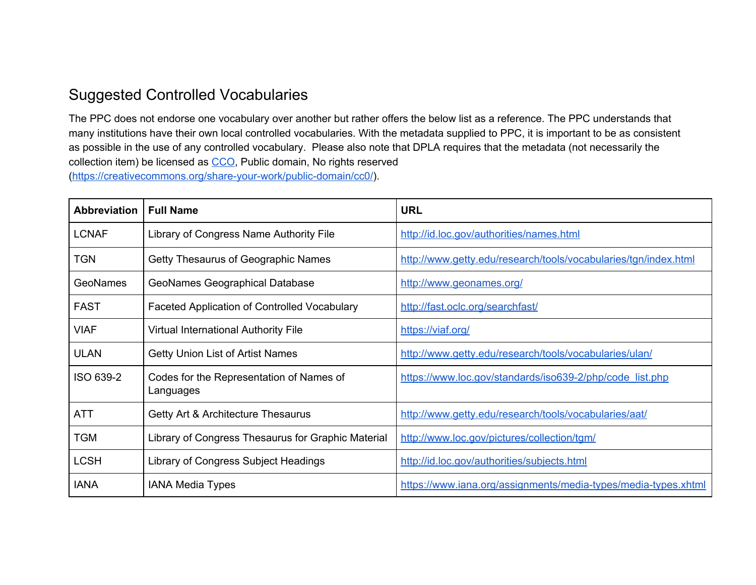## Suggested Controlled Vocabularies

The PPC does not endorse one vocabulary over another but rather offers the below list as a reference. The PPC understands that many institutions have their own local controlled vocabularies. With the metadata supplied to PPC, it is important to be as consistent as possible in the use of any controlled vocabulary. Please also note that DPLA requires that the metadata (not necessarily the collection item) be licensed as [CCO](https://creativecommons.org/share-your-work/public-domain/cc0/), Public domain, No rights reserved (https://creativecommons.org/share-your-work/public-domain/cc0/).

| Abbreviation | Full Name | URL |
|---|---|---|
| LCNAF | Library of Congress Name Authority File | http://id.loc.gov/authorities/names.html |
| TGN | Getty Thesaurus of Geographic Names | http://www.getty.edu/research/tools/vocabularies/tgn/index.html |
| GeoNames | GeoNames Geographical Database | http://www.geonames.org/ |
| FAST | Faceted Application of Controlled Vocabulary | http://fast.oclc.org/searchfast/ |
| VIAF | Virtual International Authority File | https://viaf.org/ |
| ULAN | Getty Union List of Artist Names | http://www.getty.edu/research/tools/vocabularies/ulan/ |
| ISO 639-2 | Codes for the Representation of Names of Languages | https://www.loc.gov/standards/iso639-2/php/code_list.php |
| ATT | Getty Art & Architecture Thesaurus | http://www.getty.edu/research/tools/vocabularies/aat/ |
| TGM | Library of Congress Thesaurus for Graphic Material | http://www.loc.gov/pictures/collection/tgm/ |
| LCSH | Library of Congress Subject Headings | http://id.loc.gov/authorities/subjects.html |
| IANA | IANA Media Types | https://www.iana.org/assignments/media-types/media-types.xhtml |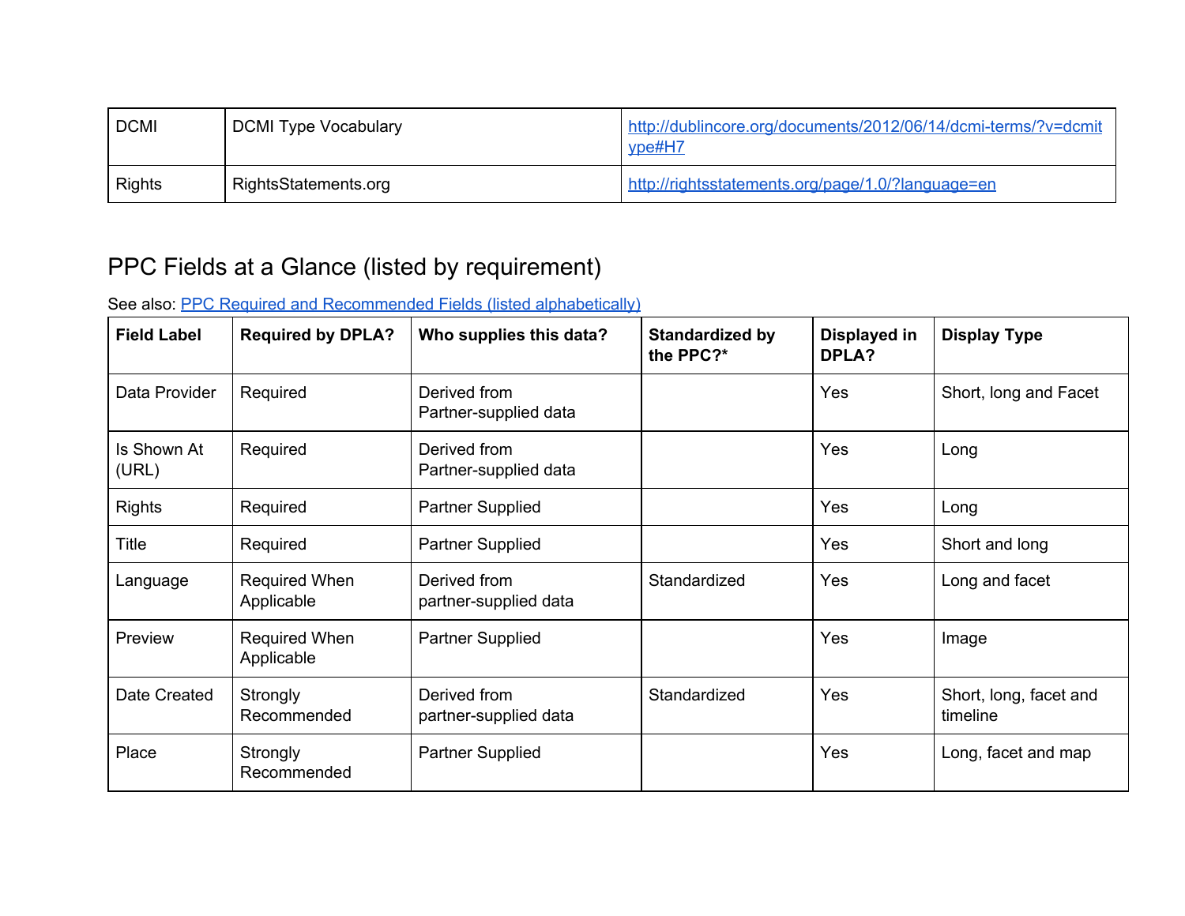| DCMI | DCMI Type Vocabulary | [http://dublincore.org/documents/2012/06/14/dcmi-terms/?v=dcmitype#H7](http://dublincore.org/documents/2012/06/14/dcmi-terms/?v=dcmitype#H7) |
|---|---|---|
| Rights | RightsStatements.org | [http://rightsstatements.org/page/1.0/?language=en](http://rightsstatements.org/page/1.0/?language=en) |

## PPC Fields at a Glance (listed by requirement)

See also: [PPC Required and Recommended Fields (listed alphabetically)]()

| Field Label | Required by DPLA? | Who supplies this data? | Standardized by the PPC?* | Displayed in DPLA? | Display Type |
|---|---|---|---|---|---|
| Data Provider | Required | Derived from Partner-supplied data | | Yes | Short, long and Facet |
| Is Shown At (URL) | Required | Derived from Partner-supplied data | | Yes | Long |
| Rights | Required | Partner Supplied | | Yes | Long |
| Title | Required | Partner Supplied | | Yes | Short and long |
| Language | Required When Applicable | Derived from partner-supplied data | Standardized | Yes | Long and facet |
| Preview | Required When Applicable | Partner Supplied | | Yes | Image |
| Date Created | Strongly Recommended | Derived from partner-supplied data | Standardized | Yes | Short, long, facet and timeline |
| Place | Strongly Recommended | Partner Supplied | | Yes | Long, facet and map |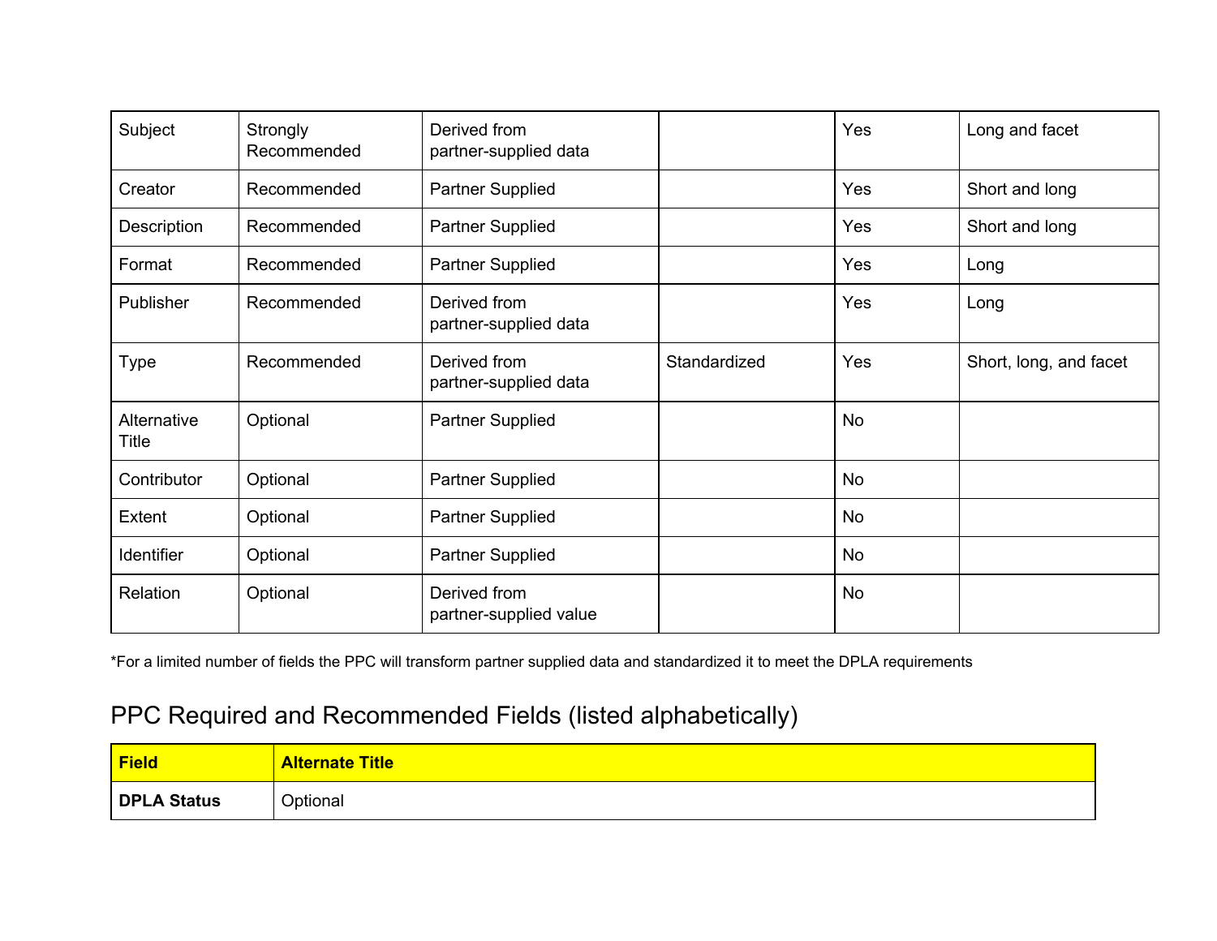| | | | | | |
|---|---|---|---|---|---|
| Subject | Strongly Recommended | Derived from partner-supplied data | | Yes | Long and facet |
| Creator | Recommended | Partner Supplied | | Yes | Short and long |
| Description | Recommended | Partner Supplied | | Yes | Short and long |
| Format | Recommended | Partner Supplied | | Yes | Long |
| Publisher | Recommended | Derived from partner-supplied data | | Yes | Long |
| Type | Recommended | Derived from partner-supplied data | Standardized | Yes | Short, long, and facet |
| Alternative Title | Optional | Partner Supplied | | No | |
| Contributor | Optional | Partner Supplied | | No | |
| Extent | Optional | Partner Supplied | | No | |
| Identifier | Optional | Partner Supplied | | No | |
| Relation | Optional | Derived from partner-supplied value | | No | |

*For a limited number of fields the PPC will transform partner supplied data and standardized it to meet the DPLA requirements

## PPC Required and Recommended Fields (listed alphabetically)

| **Field** | **Alternate Title** |
|---|---|
| **DPLA Status** | Optional |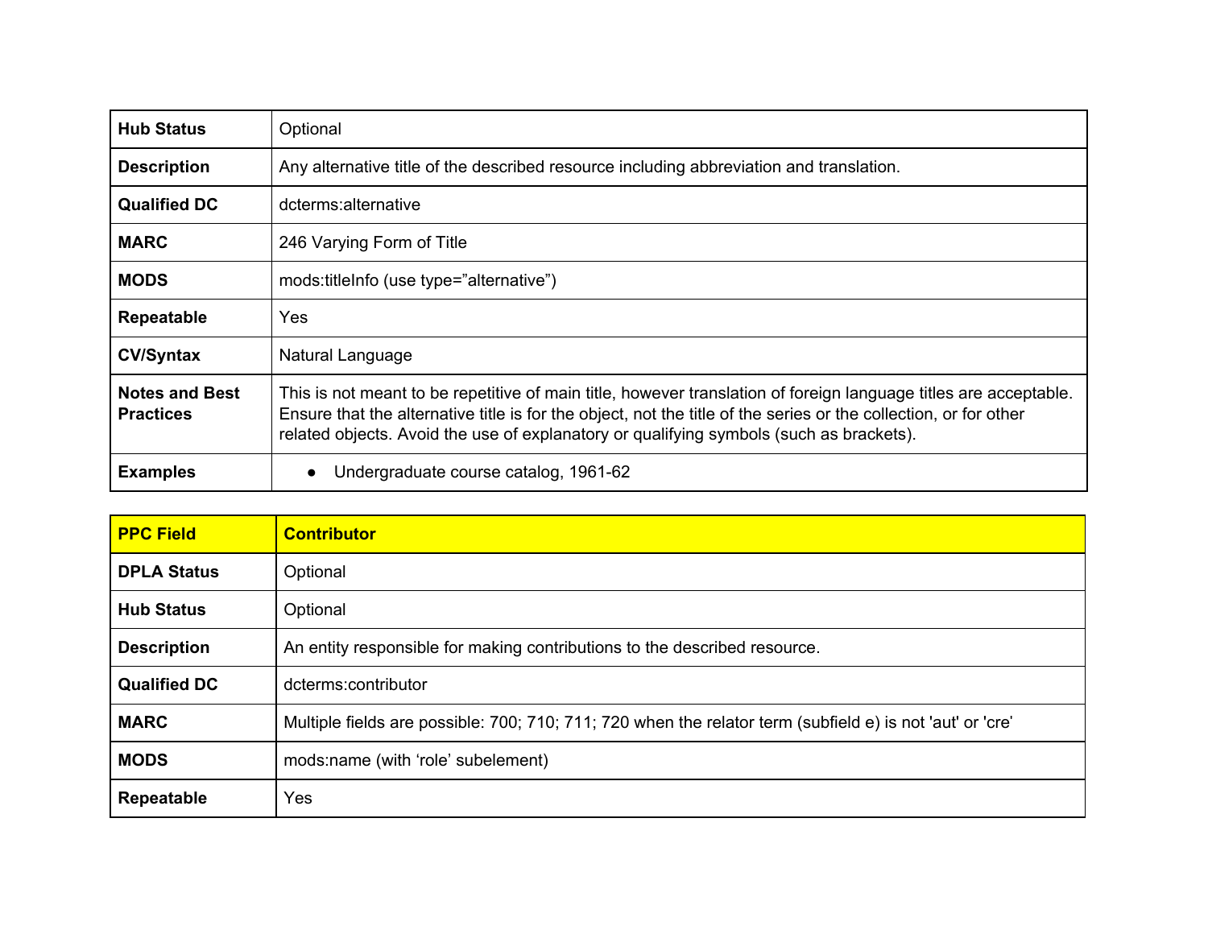| Hub Status | Optional |
|---|---|
| Description | Any alternative title of the described resource including abbreviation and translation. |
| Qualified DC | dcterms:alternative |
| MARC | 246 Varying Form of Title |
| MODS | mods:titleInfo (use type=”alternative”) |
| Repeatable | Yes |
| CV/Syntax | Natural Language |
| Notes and Best Practices | This is not meant to be repetitive of main title, however translation of foreign language titles are acceptable. Ensure that the alternative title is for the object, not the title of the series or the collection, or for other related objects. Avoid the use of explanatory or qualifying symbols (such as brackets). |
| Examples | • Undergraduate course catalog, 1961-62 |

| **PPC Field** | **Contributor** |
|---|---|
| **DPLA Status** | Optional |
| **Hub Status** | Optional |
| **Description** | An entity responsible for making contributions to the described resource. |
| **Qualified DC** | dcterms:contributor |
| **MARC** | Multiple fields are possible: 700; 710; 711; 720 when the relator term (subfield e) is not 'aut' or 'cre' |
| **MODS** | mods:name (with ‘role’ subelement) |
| **Repeatable** | Yes |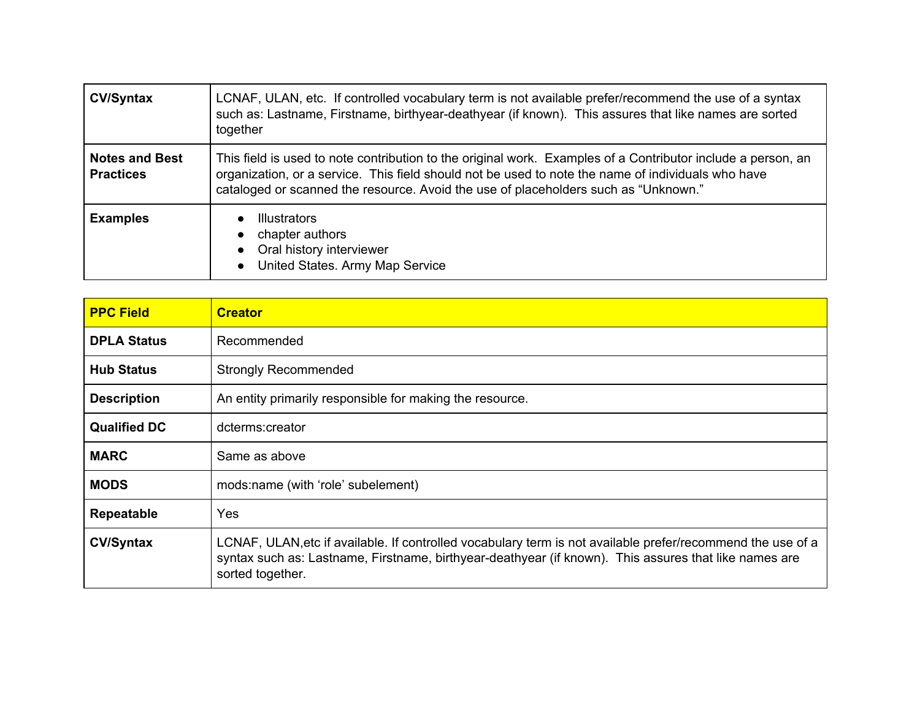| | |
|---|---|
| **CV/Syntax** | LCNAF, ULAN, etc. If controlled vocabulary term is not available prefer/recommend the use of a syntax such as: Lastname, Firstname, birthyear-deathyear (if known). This assures that like names are sorted together |
| **Notes and Best Practices** | This field is used to note contribution to the original work. Examples of a Contributor include a person, an organization, or a service. This field should not be used to note the name of individuals who have cataloged or scanned the resource. Avoid the use of placeholders such as "Unknown." |
| **Examples** | • Illustrators<br>• chapter authors<br>• Oral history interviewer<br>• United States. Army Map Service |

| **PPC Field** | **Creator** |
|---|---|
| **DPLA Status** | Recommended |
| **Hub Status** | Strongly Recommended |
| **Description** | An entity primarily responsible for making the resource. |
| **Qualified DC** | dcterms:creator |
| **MARC** | Same as above |
| **MODS** | mods:name (with 'role' subelement) |
| **Repeatable** | Yes |
| **CV/Syntax** | LCNAF, ULAN,etc if available. If controlled vocabulary term is not available prefer/recommend the use of a syntax such as: Lastname, Firstname, birthyear-deathyear (if known). This assures that like names are sorted together. |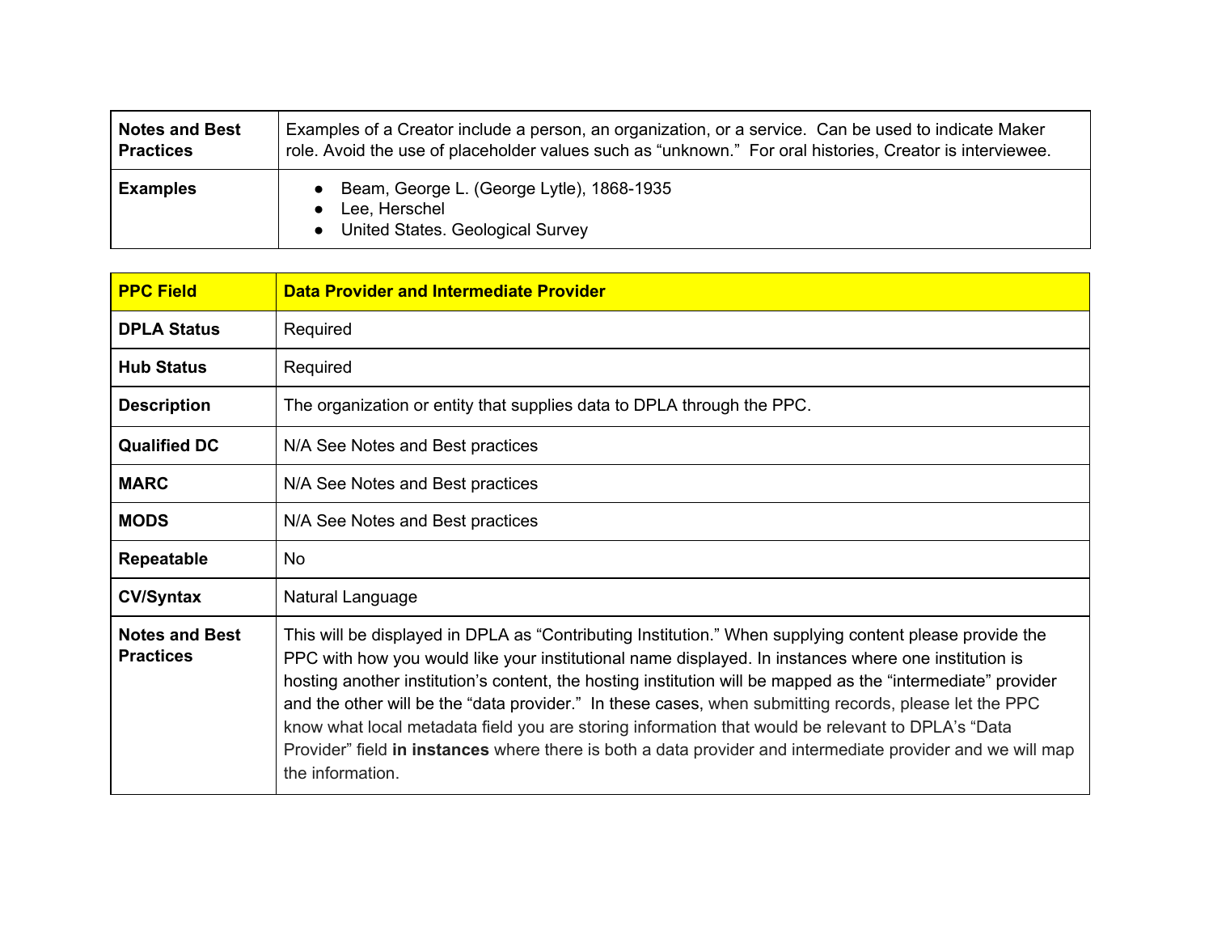| Notes and Best Practices | Examples of a Creator include a person, an organization, or a service. Can be used to indicate Maker role. Avoid the use of placeholder values such as "unknown." For oral histories, Creator is interviewee. |
|---|---|
| **Examples** | • Beam, George L. (George Lytle), 1868-1935<br>• Lee, Herschel<br>• United States. Geological Survey |

| **PPC Field** | **Data Provider and Intermediate Provider** |
|---|---|
| **DPLA Status** | Required |
| **Hub Status** | Required |
| **Description** | The organization or entity that supplies data to DPLA through the PPC. |
| **Qualified DC** | N/A See Notes and Best practices |
| **MARC** | N/A See Notes and Best practices |
| **MODS** | N/A See Notes and Best practices |
| **Repeatable** | No |
| **CV/Syntax** | Natural Language |
| **Notes and Best Practices** | This will be displayed in DPLA as "Contributing Institution." When supplying content please provide the PPC with how you would like your institutional name displayed. In instances where one institution is hosting another institution's content, the hosting institution will be mapped as the "intermediate" provider and the other will be the "data provider." In these cases, when submitting records, please let the PPC know what local metadata field you are storing information that would be relevant to DPLA's "Data Provider" field **in instances** where there is both a data provider and intermediate provider and we will map the information. |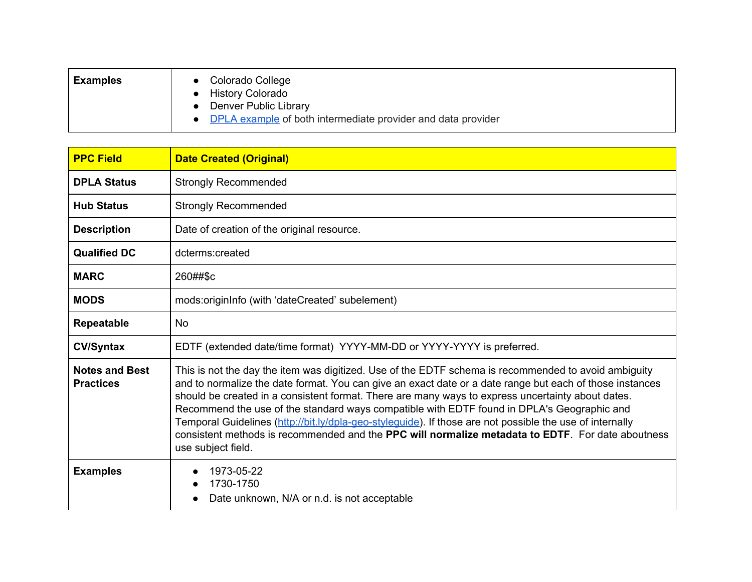| Examples | <ul><li>Colorado College</li><li>History Colorado</li><li>Denver Public Library</li><li>DPLA example of both intermediate provider and data provider</li></ul> |
|---|---|

| PPC Field | Date Created (Original) |
|---|---|
| DPLA Status | Strongly Recommended |
| Hub Status | Strongly Recommended |
| Description | Date of creation of the original resource. |
| Qualified DC | dcterms:created |
| MARC | 260##$c |
| MODS | mods:originInfo (with 'dateCreated' subelement) |
| Repeatable | No |
| CV/Syntax | EDTF (extended date/time format) YYYY-MM-DD or YYYY-YYYY is preferred. |
| Notes and Best Practices | This is not the day the item was digitized. Use of the EDTF schema is recommended to avoid ambiguity and to normalize the date format. You can give an exact date or a date range but each of those instances should be created in a consistent format. There are many ways to express uncertainty about dates. Recommend the use of the standard ways compatible with EDTF found in DPLA's Geographic and Temporal Guidelines (http://bit.ly/dpla-geo-styleguide). If those are not possible the use of internally consistent methods is recommended and the **PPC will normalize metadata to EDTF**. For date aboutness use subject field. |
| Examples | <ul><li>1973-05-22</li><li>1730-1750</li><li>Date unknown, N/A or n.d. is not acceptable</li></ul> |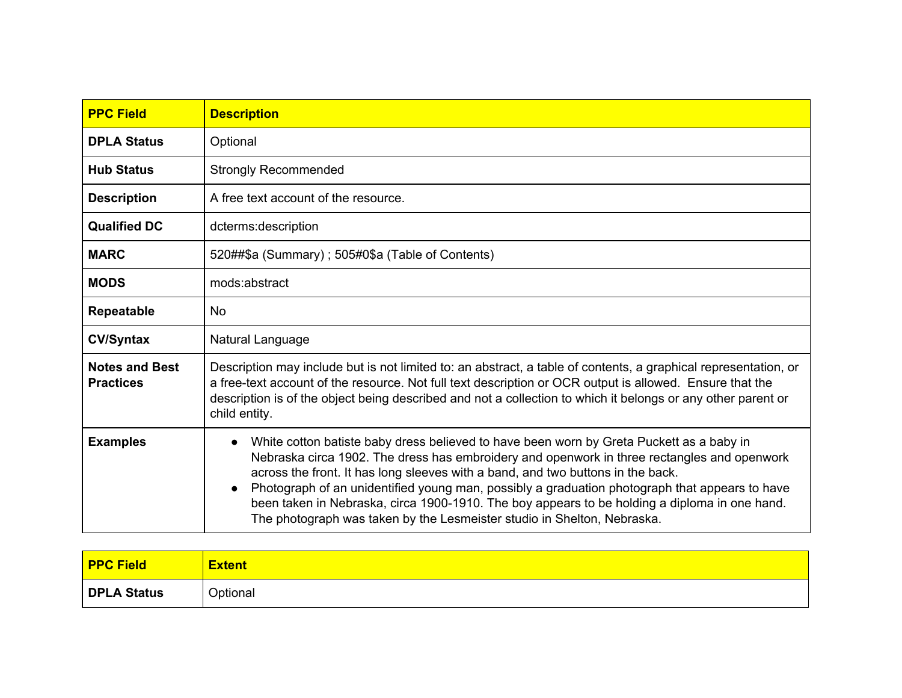| PPC Field | Description |
|---|---|
| **DPLA Status** | Optional |
| **Hub Status** | Strongly Recommended |
| **Description** | A free text account of the resource. |
| **Qualified DC** | dcterms:description |
| **MARC** | 520##$a (Summary) ; 505#0$a (Table of Contents) |
| **MODS** | mods:abstract |
| **Repeatable** | No |
| **CV/Syntax** | Natural Language |
| **Notes and Best Practices** | Description may include but is not limited to: an abstract, a table of contents, a graphical representation, or a free-text account of the resource. Not full text description or OCR output is allowed. Ensure that the description is of the object being described and not a collection to which it belongs or any other parent or child entity. |
| **Examples** | • White cotton batiste baby dress believed to have been worn by Greta Puckett as a baby in Nebraska circa 1902. The dress has embroidery and openwork in three rectangles and openwork across the front. It has long sleeves with a band, and two buttons in the back.<br>• Photograph of an unidentified young man, possibly a graduation photograph that appears to have been taken in Nebraska, circa 1900-1910. The boy appears to be holding a diploma in one hand. The photograph was taken by the Lesmeister studio in Shelton, Nebraska. |

| PPC Field | Extent |
|---|---|
| **DPLA Status** | Optional |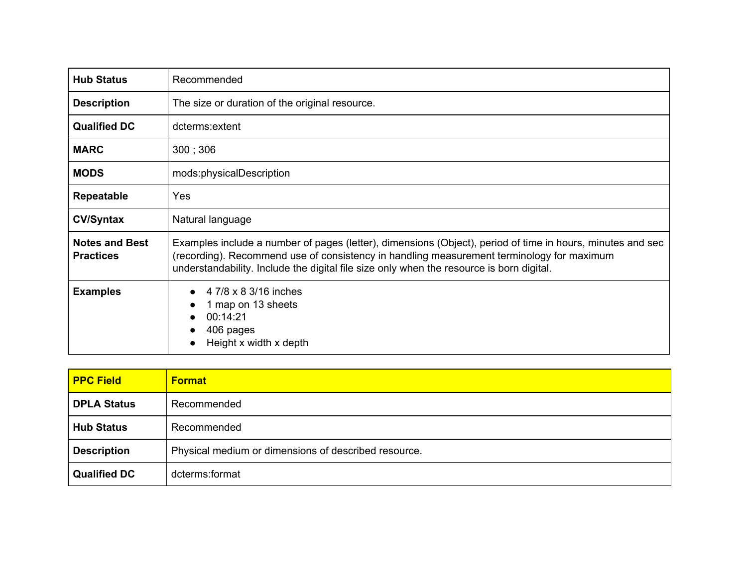| | |
|---|---|
| **Hub Status** | Recommended |
| **Description** | The size or duration of the original resource. |
| **Qualified DC** | dcterms:extent |
| **MARC** | 300 ; 306 |
| **MODS** | mods:physicalDescription |
| **Repeatable** | Yes |
| **CV/Syntax** | Natural language |
| **Notes and Best Practices** | Examples include a number of pages (letter), dimensions (Object), period of time in hours, minutes and sec (recording). Recommend use of consistency in handling measurement terminology for maximum understandability. Include the digital file size only when the resource is born digital. |
| **Examples** | • 4 7/8 x 8 3/16 inches<br>• 1 map on 13 sheets<br>• 00:14:21<br>• 406 pages<br>• Height x width x depth |

| **PPC Field** | **Format** |
|---|---|
| **DPLA Status** | Recommended |
| **Hub Status** | Recommended |
| **Description** | Physical medium or dimensions of described resource. |
| **Qualified DC** | dcterms:format |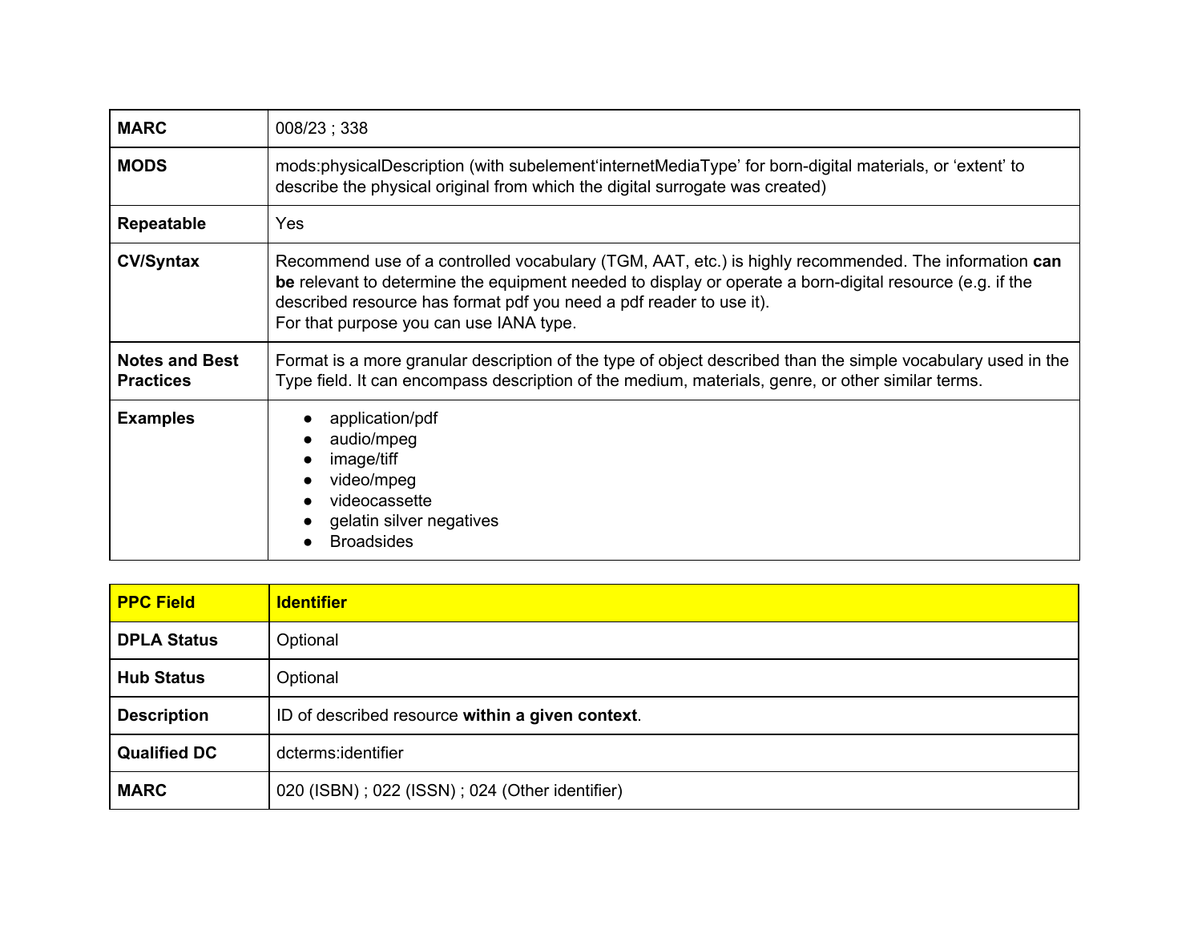| MARC | 008/23 ; 338 |
|---|---|
| MODS | mods:physicalDescription (with subelement'internetMediaType' for born-digital materials, or 'extent' to describe the physical original from which the digital surrogate was created) |
| Repeatable | Yes |
| CV/Syntax | Recommend use of a controlled vocabulary (TGM, AAT, etc.) is highly recommended. The information **can be** relevant to determine the equipment needed to display or operate a born-digital resource (e.g. if the described resource has format pdf you need a pdf reader to use it).<br>For that purpose you can use IANA type. |
| Notes and Best Practices | Format is a more granular description of the type of object described than the simple vocabulary used in the Type field. It can encompass description of the medium, materials, genre, or other similar terms. |
| Examples | • application/pdf<br>• audio/mpeg<br>• image/tiff<br>• video/mpeg<br>• videocassette<br>• gelatin silver negatives<br>• Broadsides |

| PPC Field | Identifier |
|---|---|
| DPLA Status | Optional |
| Hub Status | Optional |
| Description | ID of described resource **within a given context**. |
| Qualified DC | dcterms:identifier |
| MARC | 020 (ISBN) ; 022 (ISSN) ; 024 (Other identifier) |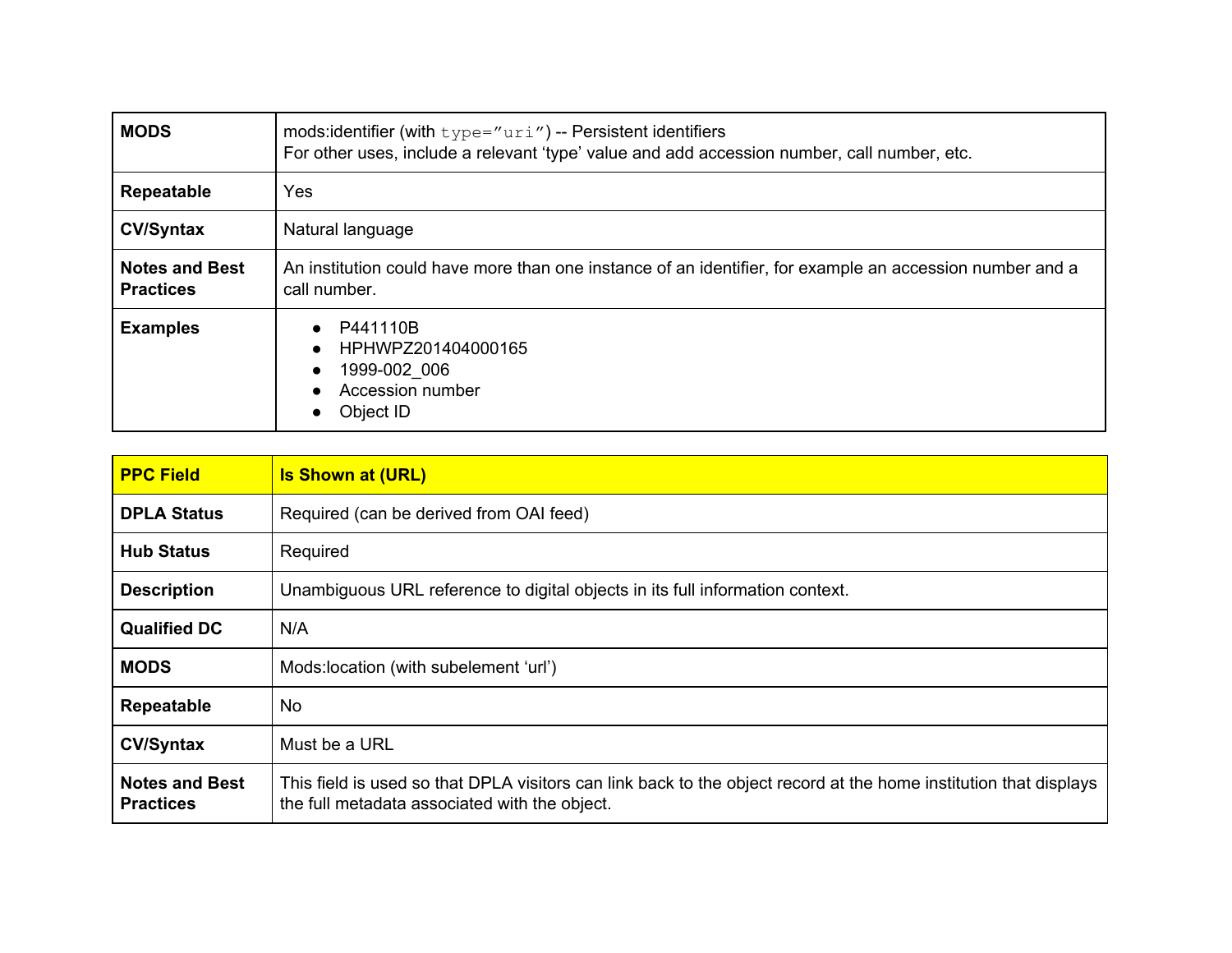| MODS | mods:identifier (with `type="uri"`) -- Persistent identifiers<br>For other uses, include a relevant 'type' value and add accession number, call number, etc. |
|---|---|
| **Repeatable** | Yes |
| **CV/Syntax** | Natural language |
| **Notes and Best Practices** | An institution could have more than one instance of an identifier, for example an accession number and a call number. |
| **Examples** | • P441110B<br>• HPHWPZ201404000165<br>• 1999-002_006<br>• Accession number<br>• Object ID |

| PPC Field | Is Shown at (URL) |
|---|---|
| **DPLA Status** | Required (can be derived from OAI feed) |
| **Hub Status** | Required |
| **Description** | Unambiguous URL reference to digital objects in its full information context. |
| **Qualified DC** | N/A |
| **MODS** | Mods:location (with subelement 'url') |
| **Repeatable** | No |
| **CV/Syntax** | Must be a URL |
| **Notes and Best Practices** | This field is used so that DPLA visitors can link back to the object record at the home institution that displays the full metadata associated with the object. |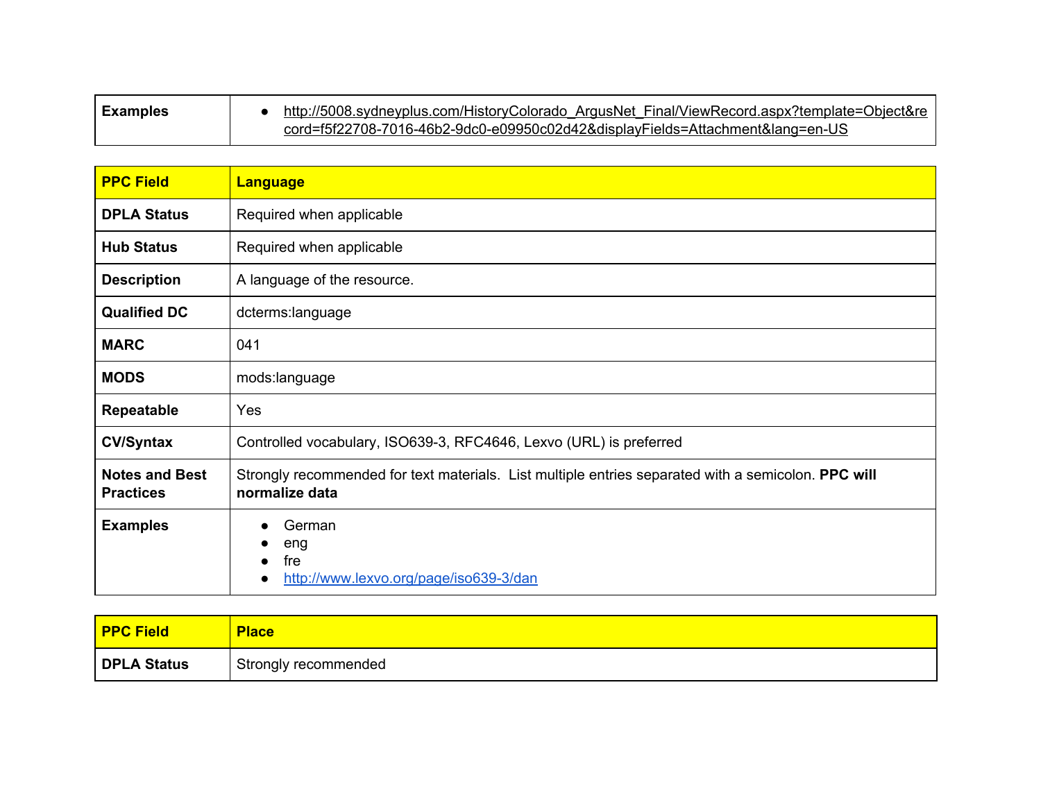| Examples | <ul><li>http://5008.sydneyplus.com/HistoryColorado_ArgusNet_Final/ViewRecord.aspx?template=Object&record=f5f22708-7016-46b2-9dc0-e09950c02d42&displayFields=Attachment&lang=en-US</li></ul> |
|---|---|

| **PPC Field** | **Language** |
|---|---|
| **DPLA Status** | Required when applicable |
| **Hub Status** | Required when applicable |
| **Description** | A language of the resource. |
| **Qualified DC** | dcterms:language |
| **MARC** | 041 |
| **MODS** | mods:language |
| **Repeatable** | Yes |
| **CV/Syntax** | Controlled vocabulary, ISO639-3, RFC4646, Lexvo (URL) is preferred |
| **Notes and Best Practices** | Strongly recommended for text materials. List multiple entries separated with a semicolon. **PPC will normalize data** |
| **Examples** | <ul><li>German</li><li>eng</li><li>fre</li><li>http://www.lexvo.org/page/iso639-3/dan</li></ul> |

| **PPC Field** | **Place** |
|---|---|
| **DPLA Status** | Strongly recommended |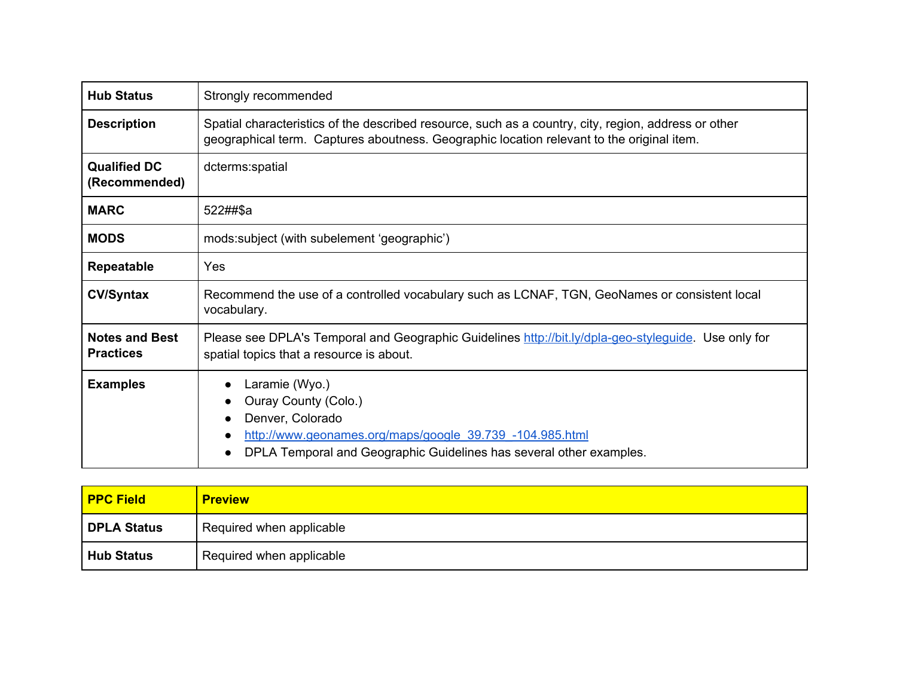| Hub Status | Strongly recommended |
|---|---|
| Description | Spatial characteristics of the described resource, such as a country, city, region, address or other geographical term. Captures aboutness. Geographic location relevant to the original item. |
| Qualified DC (Recommended) | dcterms:spatial |
| MARC | 522##$a |
| MODS | mods:subject (with subelement 'geographic') |
| Repeatable | Yes |
| CV/Syntax | Recommend the use of a controlled vocabulary such as LCNAF, TGN, GeoNames or consistent local vocabulary. |
| Notes and Best Practices | Please see DPLA's Temporal and Geographic Guidelines http://bit.ly/dpla-geo-styleguide. Use only for spatial topics that a resource is about. |
| Examples | • Laramie (Wyo.)<br>• Ouray County (Colo.)<br>• Denver, Colorado<br>• http://www.geonames.org/maps/google_39.739_-104.985.html<br>• DPLA Temporal and Geographic Guidelines has several other examples. |

| PPC Field | Preview |
|---|---|
| DPLA Status | Required when applicable |
| Hub Status | Required when applicable |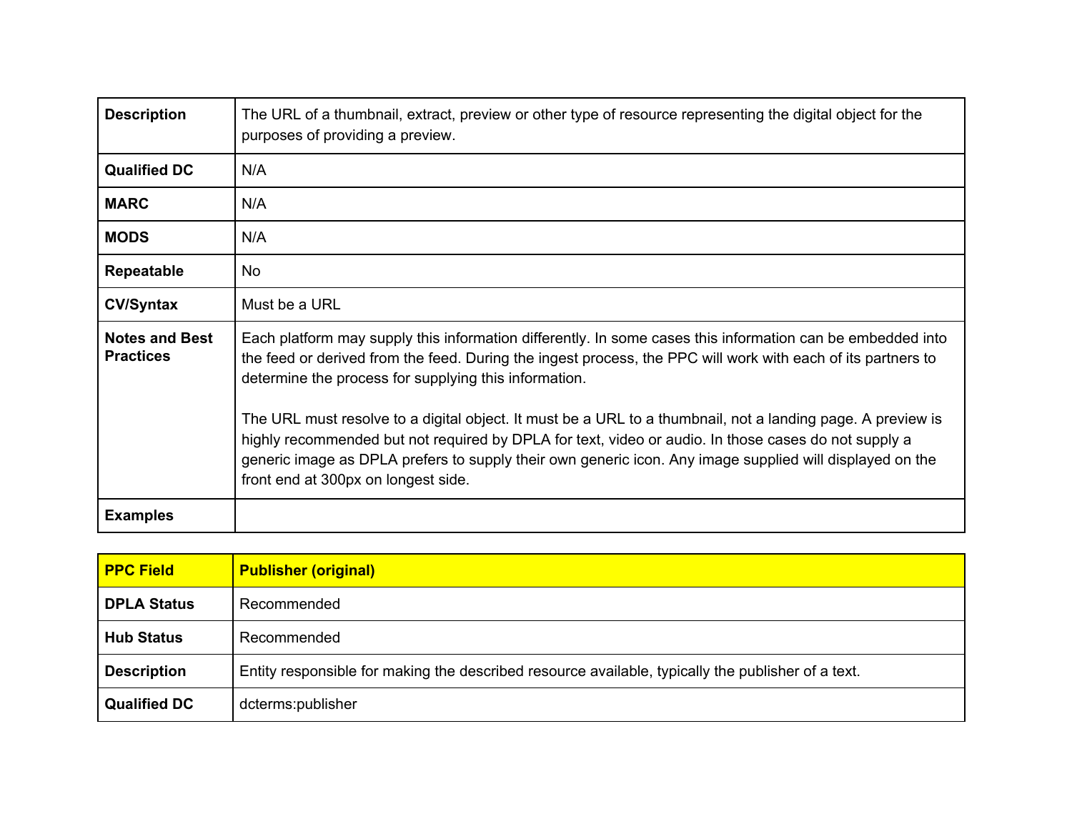| | |
|---|---|
| **Description** | The URL of a thumbnail, extract, preview or other type of resource representing the digital object for the purposes of providing a preview. |
| **Qualified DC** | N/A |
| **MARC** | N/A |
| **MODS** | N/A |
| **Repeatable** | No |
| **CV/Syntax** | Must be a URL |
| **Notes and Best Practices** | Each platform may supply this information differently. In some cases this information can be embedded into the feed or derived from the feed. During the ingest process, the PPC will work with each of its partners to determine the process for supplying this information.<br><br>The URL must resolve to a digital object. It must be a URL to a thumbnail, not a landing page. A preview is highly recommended but not required by DPLA for text, video or audio. In those cases do not supply a generic image as DPLA prefers to supply their own generic icon. Any image supplied will displayed on the front end at 300px on longest side. |
| **Examples** | |

| **PPC Field** | **Publisher (original)** |
|---|---|
| **DPLA Status** | Recommended |
| **Hub Status** | Recommended |
| **Description** | Entity responsible for making the described resource available, typically the publisher of a text. |
| **Qualified DC** | dcterms:publisher |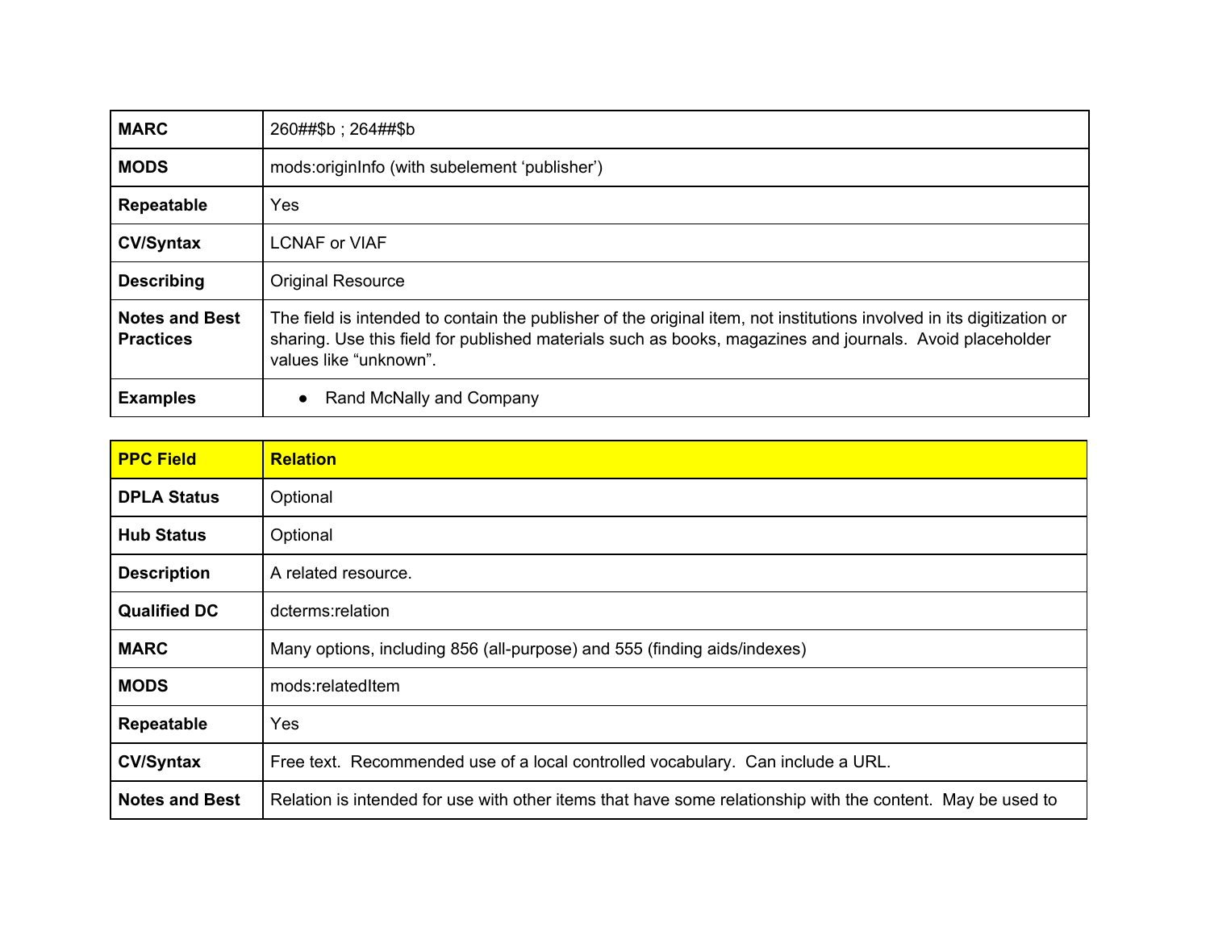| | |
|---|---|
| **MARC** | 260##$b ; 264##$b |
| **MODS** | mods:originInfo (with subelement ‘publisher’) |
| **Repeatable** | Yes |
| **CV/Syntax** | LCNAF or VIAF |
| **Describing** | Original Resource |
| **Notes and Best Practices** | The field is intended to contain the publisher of the original item, not institutions involved in its digitization or sharing. Use this field for published materials such as books, magazines and journals. Avoid placeholder values like “unknown”. |
| **Examples** | • Rand McNally and Company |

| **PPC Field** | **Relation** |
|---|---|
| **DPLA Status** | Optional |
| **Hub Status** | Optional |
| **Description** | A related resource. |
| **Qualified DC** | dcterms:relation |
| **MARC** | Many options, including 856 (all-purpose) and 555 (finding aids/indexes) |
| **MODS** | mods:relatedItem |
| **Repeatable** | Yes |
| **CV/Syntax** | Free text. Recommended use of a local controlled vocabulary. Can include a URL. |
| **Notes and Best** | Relation is intended for use with other items that have some relationship with the content. May be used to |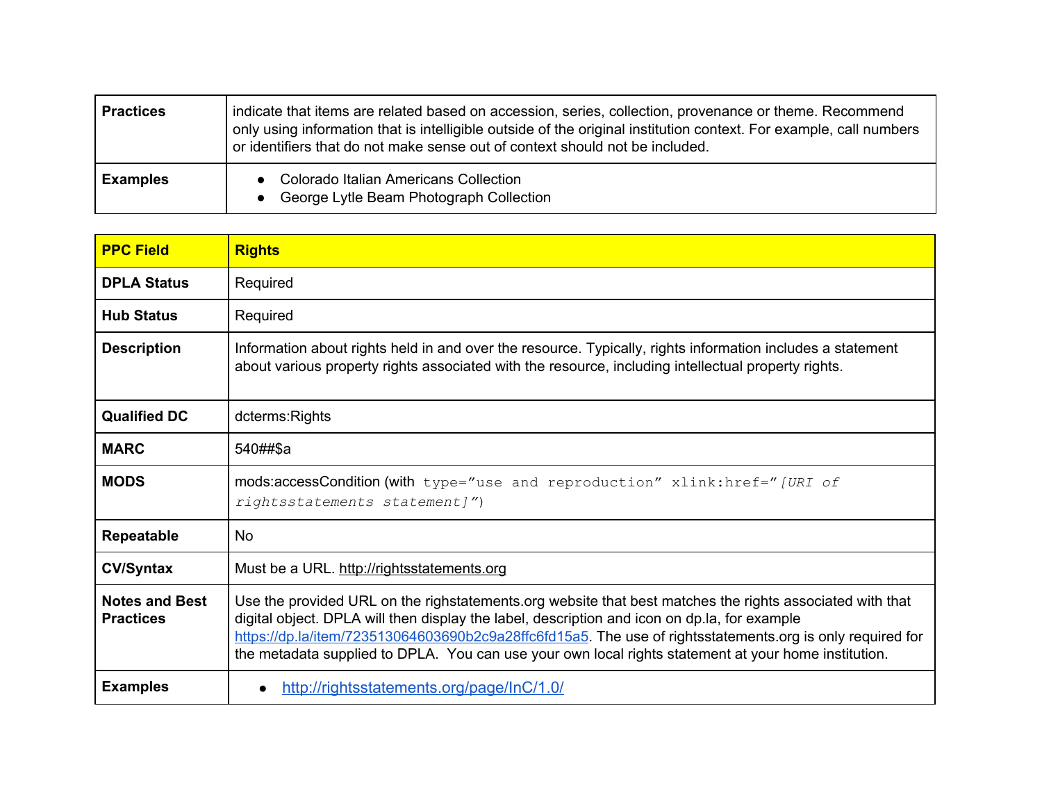| | |
|---|---|
| **Practices** | indicate that items are related based on accession, series, collection, provenance or theme. Recommend only using information that is intelligible outside of the original institution context. For example, call numbers or identifiers that do not make sense out of context should not be included. |
| **Examples** | • Colorado Italian Americans Collection<br>• George Lytle Beam Photograph Collection |

| **PPC Field** | **Rights** |
|---|---|
| **DPLA Status** | Required |
| **Hub Status** | Required |
| **Description** | Information about rights held in and over the resource. Typically, rights information includes a statement about various property rights associated with the resource, including intellectual property rights. |
| **Qualified DC** | dcterms:Rights |
| **MARC** | 540##$a |
| **MODS** | mods:accessCondition (with `type="use and reproduction" xlink:href="`*`[URI of rightsstatements statement]`*`"`) |
| **Repeatable** | No |
| **CV/Syntax** | Must be a URL. http://rightsstatements.org |
| **Notes and Best Practices** | Use the provided URL on the righstatements.org website that best matches the rights associated with that digital object. DPLA will then display the label, description and icon on dp.la, for example https://dp.la/item/723513064603690b2c9a28ffc6fd15a5. The use of rightsstatements.org is only required for the metadata supplied to DPLA. You can use your own local rights statement at your home institution. |
| **Examples** | • http://rightsstatements.org/page/InC/1.0/ |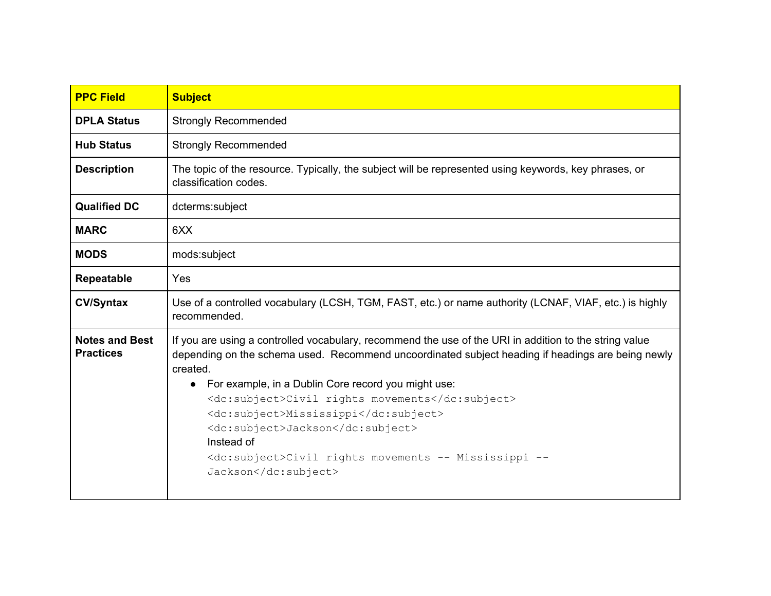| PPC Field | Subject |
|---|---|
| DPLA Status | Strongly Recommended |
| Hub Status | Strongly Recommended |
| Description | The topic of the resource. Typically, the subject will be represented using keywords, key phrases, or classification codes. |
| Qualified DC | dcterms:subject |
| MARC | 6XX |
| MODS | mods:subject |
| Repeatable | Yes |
| CV/Syntax | Use of a controlled vocabulary (LCSH, TGM, FAST, etc.) or name authority (LCNAF, VIAF, etc.) is highly recommended. |
| Notes and Best Practices | If you are using a controlled vocabulary, recommend the use of the URI in addition to the string value depending on the schema used. Recommend uncoordinated subject heading if headings are being newly created.<br>• For example, in a Dublin Core record you might use:<br>`<dc:subject>Civil rights movements</dc:subject>`<br>`<dc:subject>Mississippi</dc:subject>`<br>`<dc:subject>Jackson</dc:subject>`<br>Instead of<br>`<dc:subject>Civil rights movements -- Mississippi -- Jackson</dc:subject>` |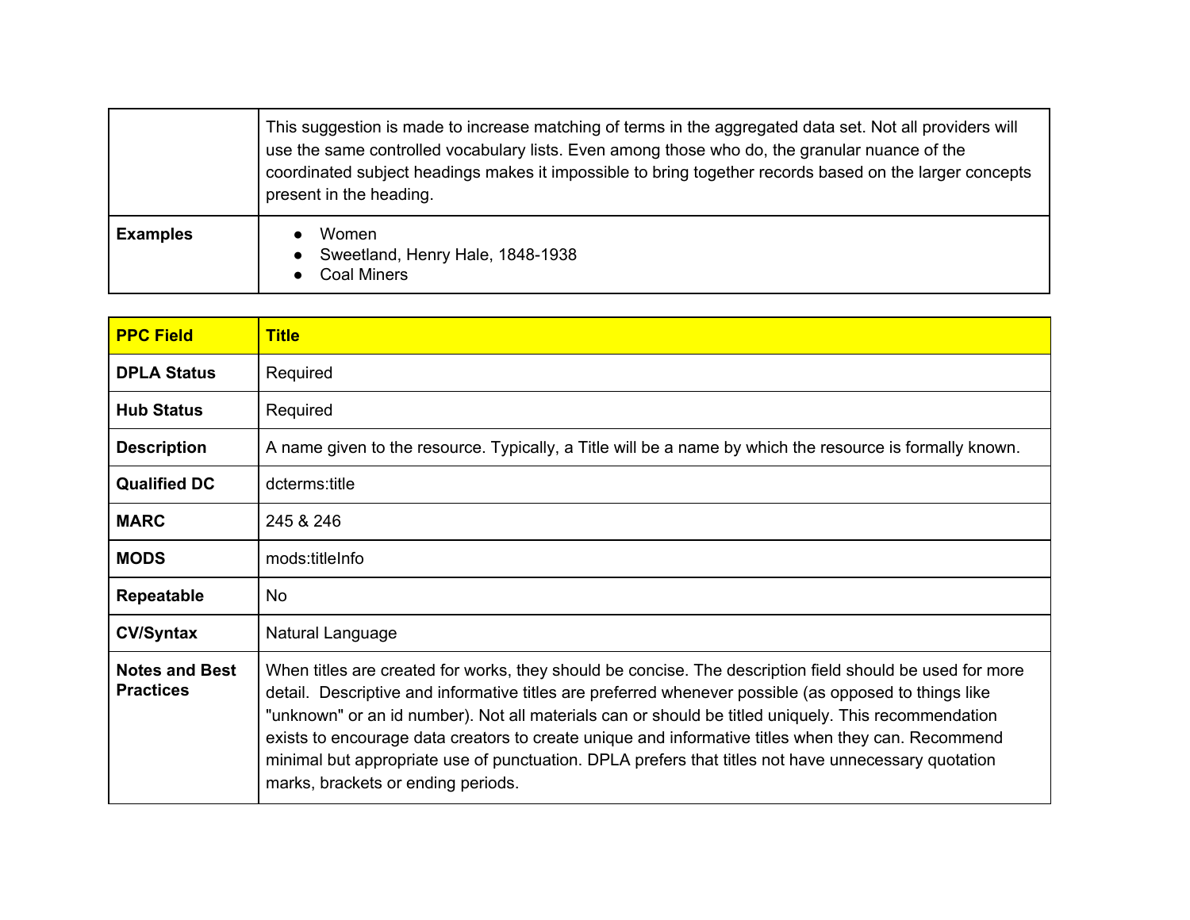| | |
|---|---|
| | This suggestion is made to increase matching of terms in the aggregated data set. Not all providers will use the same controlled vocabulary lists. Even among those who do, the granular nuance of the coordinated subject headings makes it impossible to bring together records based on the larger concepts present in the heading. |
| **Examples** | • Women<br>• Sweetland, Henry Hale, 1848-1938<br>• Coal Miners |

| **PPC Field** | **Title** |
|---|---|
| **DPLA Status** | Required |
| **Hub Status** | Required |
| **Description** | A name given to the resource. Typically, a Title will be a name by which the resource is formally known. |
| **Qualified DC** | dcterms:title |
| **MARC** | 245 & 246 |
| **MODS** | mods:titleInfo |
| **Repeatable** | No |
| **CV/Syntax** | Natural Language |
| **Notes and Best Practices** | When titles are created for works, they should be concise. The description field should be used for more detail. Descriptive and informative titles are preferred whenever possible (as opposed to things like "unknown" or an id number). Not all materials can or should be titled uniquely. This recommendation exists to encourage data creators to create unique and informative titles when they can. Recommend minimal but appropriate use of punctuation. DPLA prefers that titles not have unnecessary quotation marks, brackets or ending periods. |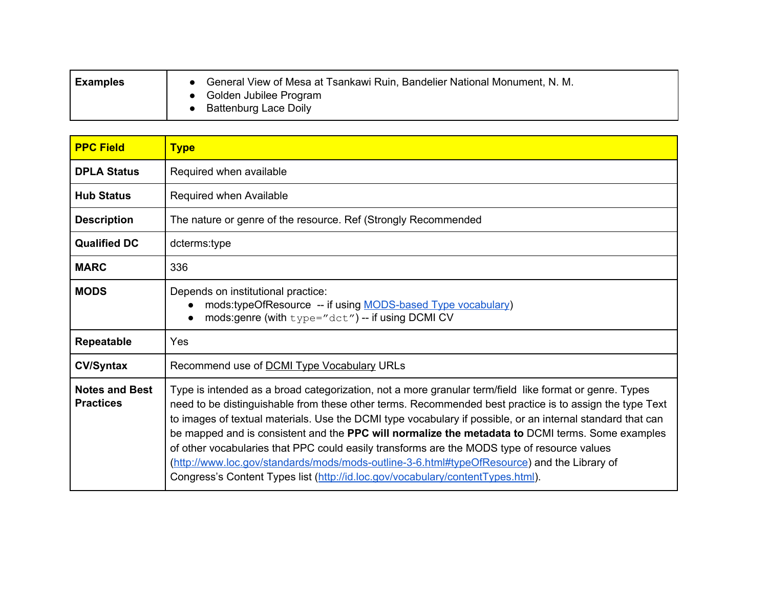| Examples | • General View of Mesa at Tsankawi Ruin, Bandelier National Monument, N. M.<br>• Golden Jubilee Program<br>• Battenburg Lace Doily |
|---|---|

| PPC Field | Type |
|---|---|
| DPLA Status | Required when available |
| Hub Status | Required when Available |
| Description | The nature or genre of the resource. Ref (Strongly Recommended |
| Qualified DC | dcterms:type |
| MARC | 336 |
| MODS | Depends on institutional practice:<br>• mods:typeOfResource -- if using [MODS-based Type vocabulary](#))<br>• mods:genre (with `type="dct"`) -- if using DCMI CV |
| Repeatable | Yes |
| CV/Syntax | Recommend use of DCMI Type Vocabulary URLs |
| Notes and Best Practices | Type is intended as a broad categorization, not a more granular term/field like format or genre. Types need to be distinguishable from these other terms. Recommended best practice is to assign the type Text to images of textual materials. Use the DCMI type vocabulary if possible, or an internal standard that can be mapped and is consistent and the **PPC will normalize the metadata to** DCMI terms. Some examples of other vocabularies that PPC could easily transforms are the MODS type of resource values (http://www.loc.gov/standards/mods/mods-outline-3-6.html#typeOfResource) and the Library of Congress's Content Types list (http://id.loc.gov/vocabulary/contentTypes.html). |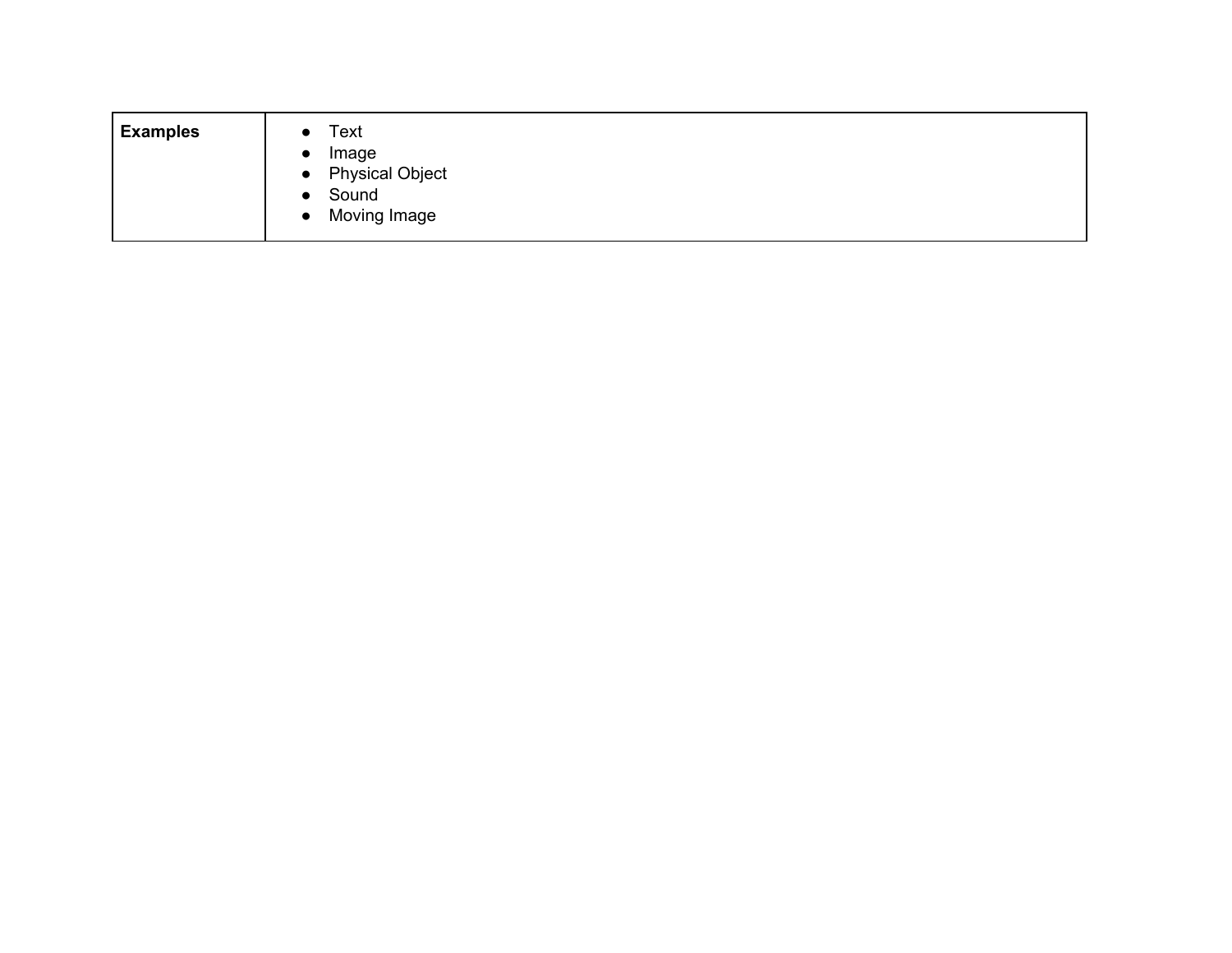| | |
|---|---|
| **Examples** | <ul><li>Text</li><li>Image</li><li>Physical Object</li><li>Sound</li><li>Moving Image</li></ul> |